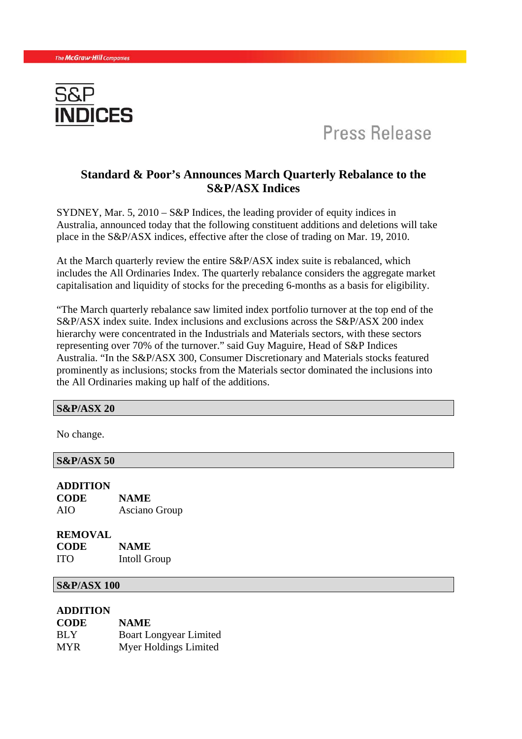The McGraw-Hill Companies

S&P INDICES

Press Release

# Standard & Poor's Announces March Quarterly Rebalance to the S&P/ASX Indices

SYDNEY, Mar. 5, 2010 – S&P Indices, the leading provider of equity indices in Australia, announced today that the following constituent additions and deletions will take place in the S&P/ASX indices, effective after the close of trading on Mar. 19, 2010.

At the March quarterly review the entire S&P/ASX index suite is rebalanced, which includes the All Ordinaries Index. The quarterly rebalance considers the aggregate market capitalisation and liquidity of stocks for the preceding 6-months as a basis for eligibility.

"The March quarterly rebalance saw limited index portfolio turnover at the top end of the S&P/ASX index suite. Index inclusions and exclusions across the S&P/ASX 200 index hierarchy were concentrated in the Industrials and Materials sectors, with these sectors representing over 70% of the turnover." said Guy Maguire, Head of S&P Indices Australia. "In the S&P/ASX 300, Consumer Discretionary and Materials stocks featured prominently as inclusions; stocks from the Materials sector dominated the inclusions into the All Ordinaries making up half of the additions.

## S&P/ASX 20

No change.

## S&P/ASX 50

**ADDITION**

| CODE | NAME |
|---|---|
| AIO | Asciano Group |

**REMOVAL**

| CODE | NAME |
|---|---|
| ITO | Intoll Group |

## S&P/ASX 100

**ADDITION**

| CODE | NAME |
|---|---|
| BLY | Boart Longyear Limited |
| MYR | Myer Holdings Limited |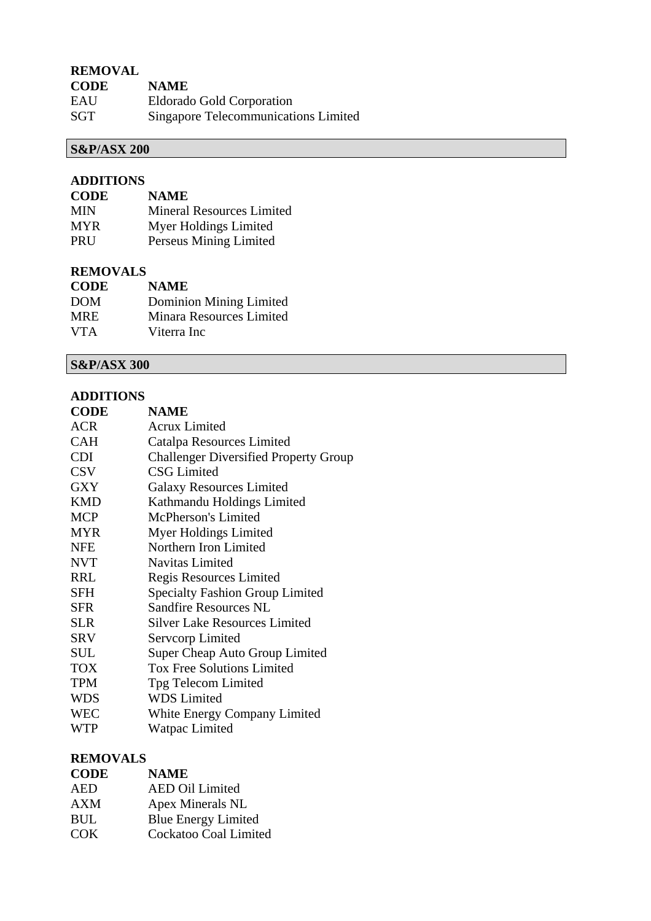**REMOVAL**

| CODE | NAME |
|---|---|
| EAU | Eldorado Gold Corporation |
| SGT | Singapore Telecommunications Limited |

## S&P/ASX 200

**ADDITIONS**

| CODE | NAME |
|---|---|
| MIN | Mineral Resources Limited |
| MYR | Myer Holdings Limited |
| PRU | Perseus Mining Limited |

**REMOVALS**

| CODE | NAME |
|---|---|
| DOM | Dominion Mining Limited |
| MRE | Minara Resources Limited |
| VTA | Viterra Inc |

## S&P/ASX 300

**ADDITIONS**

| CODE | NAME |
|---|---|
| ACR | Acrux Limited |
| CAH | Catalpa Resources Limited |
| CDI | Challenger Diversified Property Group |
| CSV | CSG Limited |
| GXY | Galaxy Resources Limited |
| KMD | Kathmandu Holdings Limited |
| MCP | McPherson's Limited |
| MYR | Myer Holdings Limited |
| NFE | Northern Iron Limited |
| NVT | Navitas Limited |
| RRL | Regis Resources Limited |
| SFH | Specialty Fashion Group Limited |
| SFR | Sandfire Resources NL |
| SLR | Silver Lake Resources Limited |
| SRV | Servcorp Limited |
| SUL | Super Cheap Auto Group Limited |
| TOX | Tox Free Solutions Limited |
| TPM | Tpg Telecom Limited |
| WDS | WDS Limited |
| WEC | White Energy Company Limited |
| WTP | Watpac Limited |

**REMOVALS**

| CODE | NAME |
|---|---|
| AED | AED Oil Limited |
| AXM | Apex Minerals NL |
| BUL | Blue Energy Limited |
| COK | Cockatoo Coal Limited |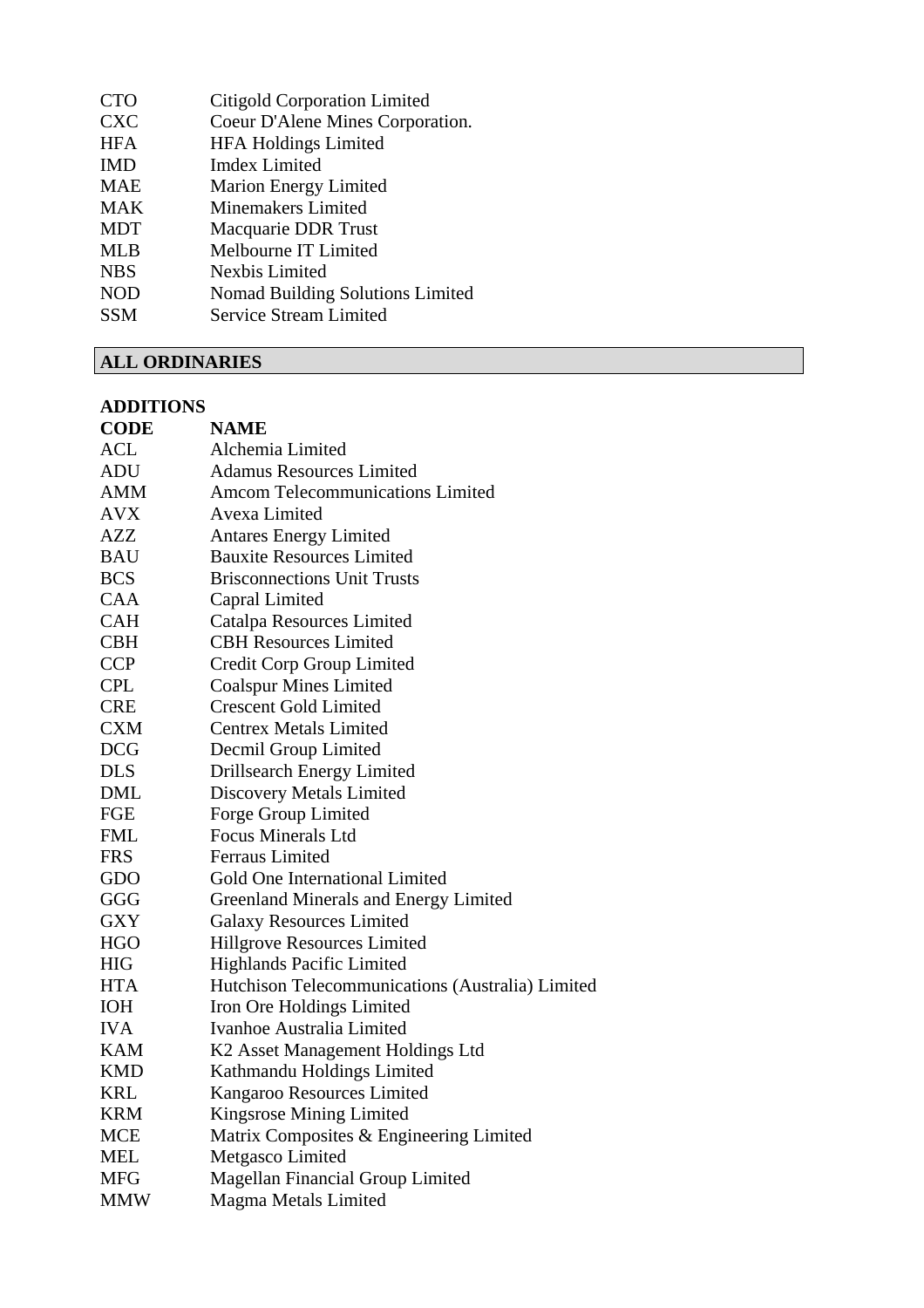| | |
|---|---|
| CTO | Citigold Corporation Limited |
| CXC | Coeur D'Alene Mines Corporation. |
| HFA | HFA Holdings Limited |
| IMD | Imdex Limited |
| MAE | Marion Energy Limited |
| MAK | Minemakers Limited |
| MDT | Macquarie DDR Trust |
| MLB | Melbourne IT Limited |
| NBS | Nexbis Limited |
| NOD | Nomad Building Solutions Limited |
| SSM | Service Stream Limited |

## ALL ORDINARIES

**ADDITIONS**

| **CODE** | **NAME** |
|---|---|
| ACL | Alchemia Limited |
| ADU | Adamus Resources Limited |
| AMM | Amcom Telecommunications Limited |
| AVX | Avexa Limited |
| AZZ | Antares Energy Limited |
| BAU | Bauxite Resources Limited |
| BCS | Brisconnections Unit Trusts |
| CAA | Capral Limited |
| CAH | Catalpa Resources Limited |
| CBH | CBH Resources Limited |
| CCP | Credit Corp Group Limited |
| CPL | Coalspur Mines Limited |
| CRE | Crescent Gold Limited |
| CXM | Centrex Metals Limited |
| DCG | Decmil Group Limited |
| DLS | Drillsearch Energy Limited |
| DML | Discovery Metals Limited |
| FGE | Forge Group Limited |
| FML | Focus Minerals Ltd |
| FRS | Ferraus Limited |
| GDO | Gold One International Limited |
| GGG | Greenland Minerals and Energy Limited |
| GXY | Galaxy Resources Limited |
| HGO | Hillgrove Resources Limited |
| HIG | Highlands Pacific Limited |
| HTA | Hutchison Telecommunications (Australia) Limited |
| IOH | Iron Ore Holdings Limited |
| IVA | Ivanhoe Australia Limited |
| KAM | K2 Asset Management Holdings Ltd |
| KMD | Kathmandu Holdings Limited |
| KRL | Kangaroo Resources Limited |
| KRM | Kingsrose Mining Limited |
| MCE | Matrix Composites & Engineering Limited |
| MEL | Metgasco Limited |
| MFG | Magellan Financial Group Limited |
| MMW | Magma Metals Limited |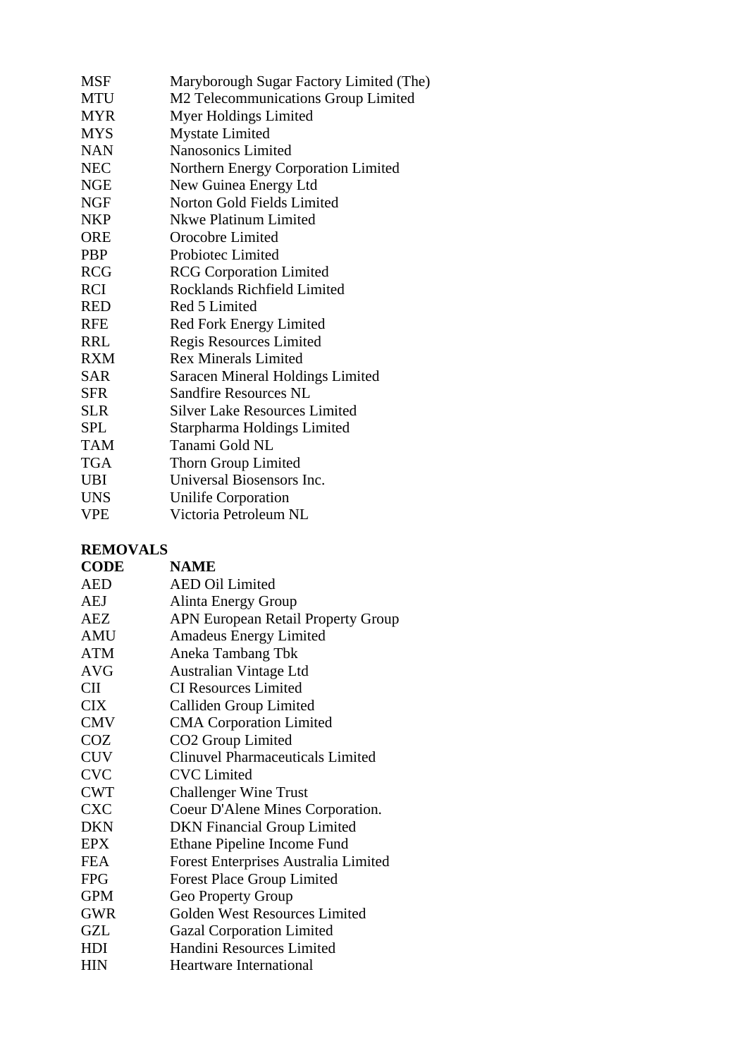| | |
|---|---|
| MSF | Maryborough Sugar Factory Limited (The) |
| MTU | M2 Telecommunications Group Limited |
| MYR | Myer Holdings Limited |
| MYS | Mystate Limited |
| NAN | Nanosonics Limited |
| NEC | Northern Energy Corporation Limited |
| NGE | New Guinea Energy Ltd |
| NGF | Norton Gold Fields Limited |
| NKP | Nkwe Platinum Limited |
| ORE | Orocobre Limited |
| PBP | Probiotec Limited |
| RCG | RCG Corporation Limited |
| RCI | Rocklands Richfield Limited |
| RED | Red 5 Limited |
| RFE | Red Fork Energy Limited |
| RRL | Regis Resources Limited |
| RXM | Rex Minerals Limited |
| SAR | Saracen Mineral Holdings Limited |
| SFR | Sandfire Resources NL |
| SLR | Silver Lake Resources Limited |
| SPL | Starpharma Holdings Limited |
| TAM | Tanami Gold NL |
| TGA | Thorn Group Limited |
| UBI | Universal Biosensors Inc. |
| UNS | Unilife Corporation |
| VPE | Victoria Petroleum NL |

**REMOVALS**

| CODE | NAME |
|---|---|
| AED | AED Oil Limited |
| AEJ | Alinta Energy Group |
| AEZ | APN European Retail Property Group |
| AMU | Amadeus Energy Limited |
| ATM | Aneka Tambang Tbk |
| AVG | Australian Vintage Ltd |
| CII | CI Resources Limited |
| CIX | Calliden Group Limited |
| CMV | CMA Corporation Limited |
| COZ | CO2 Group Limited |
| CUV | Clinuvel Pharmaceuticals Limited |
| CVC | CVC Limited |
| CWT | Challenger Wine Trust |
| CXC | Coeur D'Alene Mines Corporation. |
| DKN | DKN Financial Group Limited |
| EPX | Ethane Pipeline Income Fund |
| FEA | Forest Enterprises Australia Limited |
| FPG | Forest Place Group Limited |
| GPM | Geo Property Group |
| GWR | Golden West Resources Limited |
| GZL | Gazal Corporation Limited |
| HDI | Handini Resources Limited |
| HIN | Heartware International |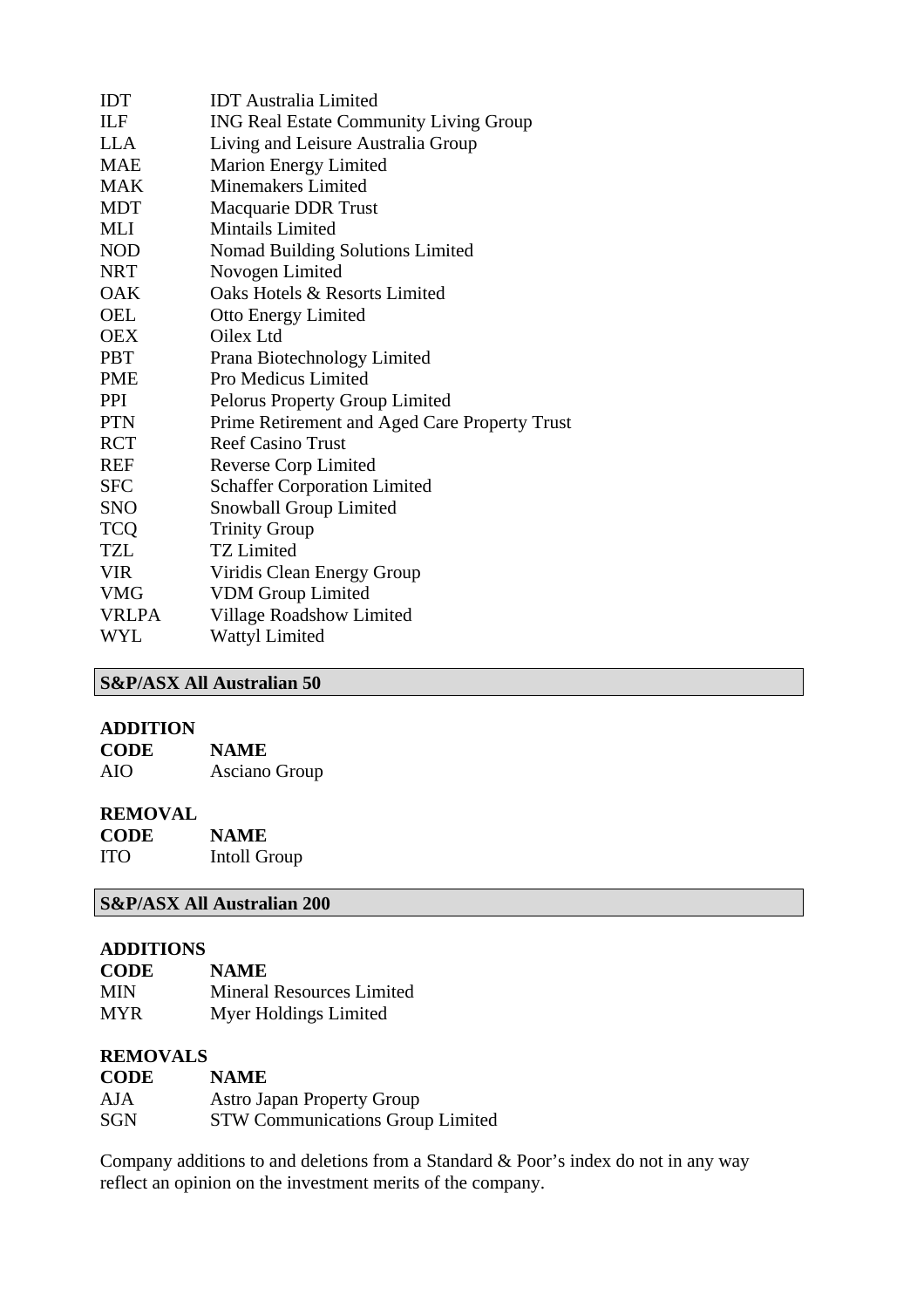| | |
|---|---|
| IDT | IDT Australia Limited |
| ILF | ING Real Estate Community Living Group |
| LLA | Living and Leisure Australia Group |
| MAE | Marion Energy Limited |
| MAK | Minemakers Limited |
| MDT | Macquarie DDR Trust |
| MLI | Mintails Limited |
| NOD | Nomad Building Solutions Limited |
| NRT | Novogen Limited |
| OAK | Oaks Hotels & Resorts Limited |
| OEL | Otto Energy Limited |
| OEX | Oilex Ltd |
| PBT | Prana Biotechnology Limited |
| PME | Pro Medicus Limited |
| PPI | Pelorus Property Group Limited |
| PTN | Prime Retirement and Aged Care Property Trust |
| RCT | Reef Casino Trust |
| REF | Reverse Corp Limited |
| SFC | Schaffer Corporation Limited |
| SNO | Snowball Group Limited |
| TCQ | Trinity Group |
| TZL | TZ Limited |
| VIR | Viridis Clean Energy Group |
| VMG | VDM Group Limited |
| VRLPA | Village Roadshow Limited |
| WYL | Wattyl Limited |

## S&P/ASX All Australian 50

**ADDITION**

| CODE | NAME |
|---|---|
| AIO | Asciano Group |

**REMOVAL**

| CODE | NAME |
|---|---|
| ITO | Intoll Group |

## S&P/ASX All Australian 200

**ADDITIONS**

| CODE | NAME |
|---|---|
| MIN | Mineral Resources Limited |
| MYR | Myer Holdings Limited |

**REMOVALS**

| CODE | NAME |
|---|---|
| AJA | Astro Japan Property Group |
| SGN | STW Communications Group Limited |

Company additions to and deletions from a Standard & Poor's index do not in any way reflect an opinion on the investment merits of the company.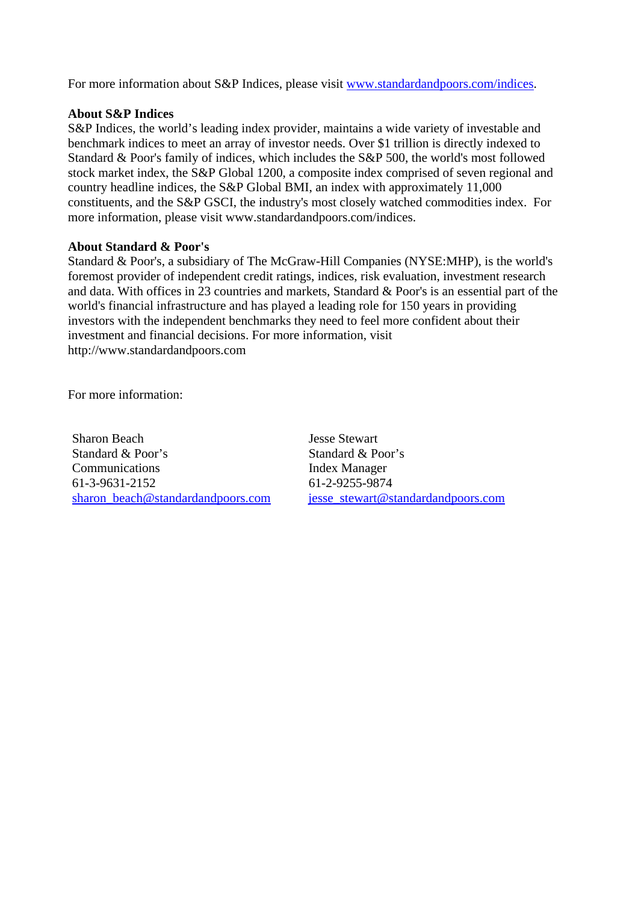For more information about S&P Indices, please visit www.standardandpoors.com/indices.

**About S&P Indices**

S&P Indices, the world's leading index provider, maintains a wide variety of investable and benchmark indices to meet an array of investor needs. Over $1 trillion is directly indexed to Standard & Poor's family of indices, which includes the S&P 500, the world's most followed stock market index, the S&P Global 1200, a composite index comprised of seven regional and country headline indices, the S&P Global BMI, an index with approximately 11,000 constituents, and the S&P GSCI, the industry's most closely watched commodities index. For more information, please visit www.standardandpoors.com/indices.

**About Standard & Poor's**

Standard & Poor's, a subsidiary of The McGraw-Hill Companies (NYSE:MHP), is the world's foremost provider of independent credit ratings, indices, risk evaluation, investment research and data. With offices in 23 countries and markets, Standard & Poor's is an essential part of the world's financial infrastructure and has played a leading role for 150 years in providing investors with the independent benchmarks they need to feel more confident about their investment and financial decisions. For more information, visit http://www.standardandpoors.com

For more information:

Sharon Beach
Standard & Poor's
Communications
61-3-9631-2152
sharon_beach@standardandpoors.com

Jesse Stewart
Standard & Poor's
Index Manager
61-2-9255-9874
jesse_stewart@standardandpoors.com